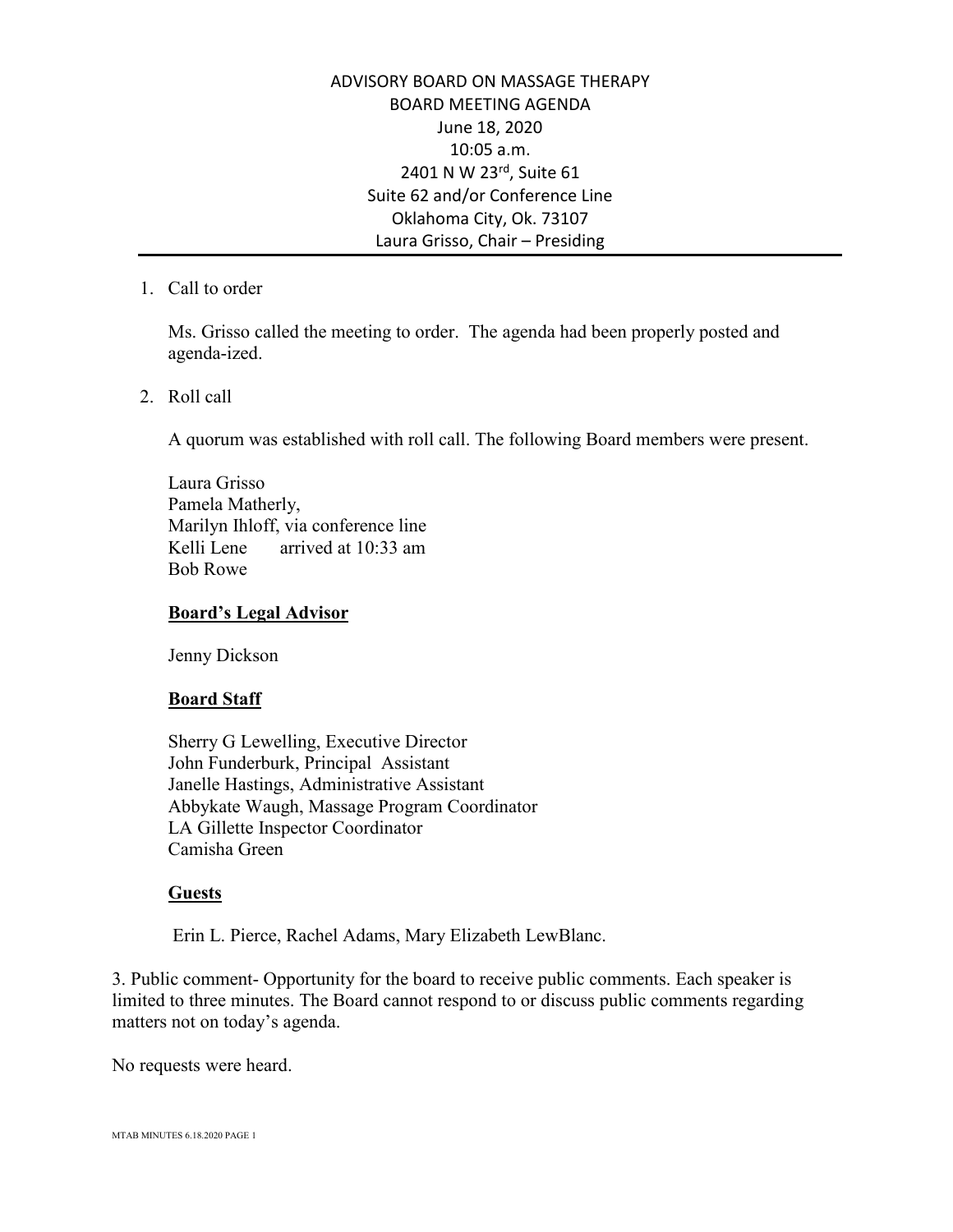# ADVISORY BOARD ON MASSAGE THERAPY

## BOARD MEETING AGENDA

June 18, 2020
10:05 a.m.
2401 N W 23rd, Suite 61
Suite 62 and/or Conference Line
Oklahoma City, Ok. 73107
Laura Grisso, Chair – Presiding

1. Call to order

   Ms. Grisso called the meeting to order. The agenda had been properly posted and agenda-ized.

2. Roll call

   A quorum was established with roll call. The following Board members were present.

   Laura Grisso
   Pamela Matherly,
   Marilyn Ihloff, via conference line
   Kelli Lene arrived at 10:33 am
   Bob Rowe

   **Board's Legal Advisor**

   Jenny Dickson

   **Board Staff**

   Sherry G Lewelling, Executive Director
   John Funderburk, Principal Assistant
   Janelle Hastings, Administrative Assistant
   Abbykate Waugh, Massage Program Coordinator
   LA Gillette Inspector Coordinator
   Camisha Green

   **Guests**

   Erin L. Pierce, Rachel Adams, Mary Elizabeth LewBlanc.

3. Public comment- Opportunity for the board to receive public comments. Each speaker is limited to three minutes. The Board cannot respond to or discuss public comments regarding matters not on today's agenda.

No requests were heard.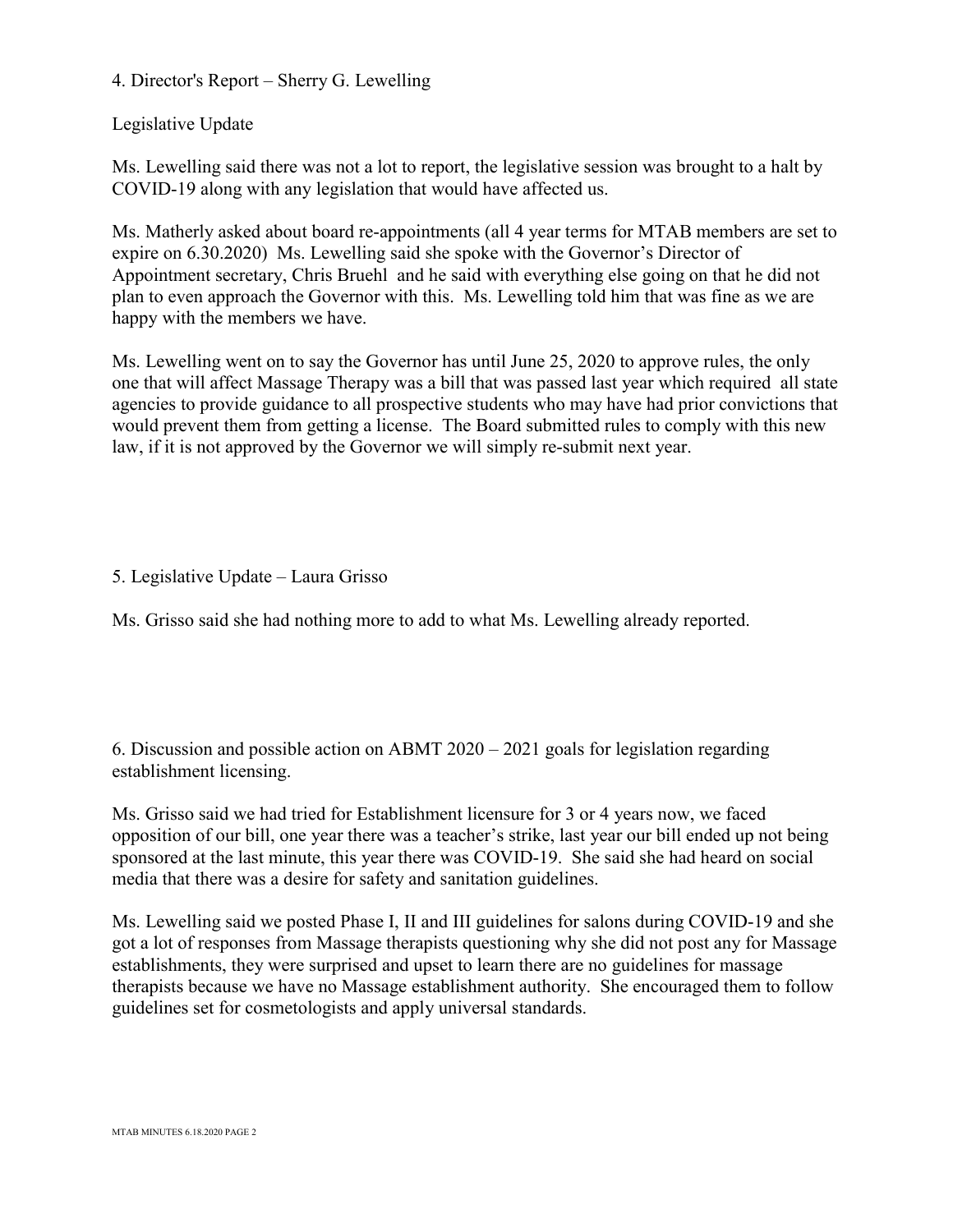4. Director's Report – Sherry G. Lewelling

Legislative Update

Ms. Lewelling said there was not a lot to report, the legislative session was brought to a halt by COVID-19 along with any legislation that would have affected us.

Ms. Matherly asked about board re-appointments (all 4 year terms for MTAB members are set to expire on 6.30.2020) Ms. Lewelling said she spoke with the Governor's Director of Appointment secretary, Chris Bruehl and he said with everything else going on that he did not plan to even approach the Governor with this. Ms. Lewelling told him that was fine as we are happy with the members we have.

Ms. Lewelling went on to say the Governor has until June 25, 2020 to approve rules, the only one that will affect Massage Therapy was a bill that was passed last year which required all state agencies to provide guidance to all prospective students who may have had prior convictions that would prevent them from getting a license. The Board submitted rules to comply with this new law, if it is not approved by the Governor we will simply re-submit next year.

5. Legislative Update – Laura Grisso

Ms. Grisso said she had nothing more to add to what Ms. Lewelling already reported.

6. Discussion and possible action on ABMT 2020 – 2021 goals for legislation regarding establishment licensing.

Ms. Grisso said we had tried for Establishment licensure for 3 or 4 years now, we faced opposition of our bill, one year there was a teacher's strike, last year our bill ended up not being sponsored at the last minute, this year there was COVID-19. She said she had heard on social media that there was a desire for safety and sanitation guidelines.

Ms. Lewelling said we posted Phase I, II and III guidelines for salons during COVID-19 and she got a lot of responses from Massage therapists questioning why she did not post any for Massage establishments, they were surprised and upset to learn there are no guidelines for massage therapists because we have no Massage establishment authority. She encouraged them to follow guidelines set for cosmetologists and apply universal standards.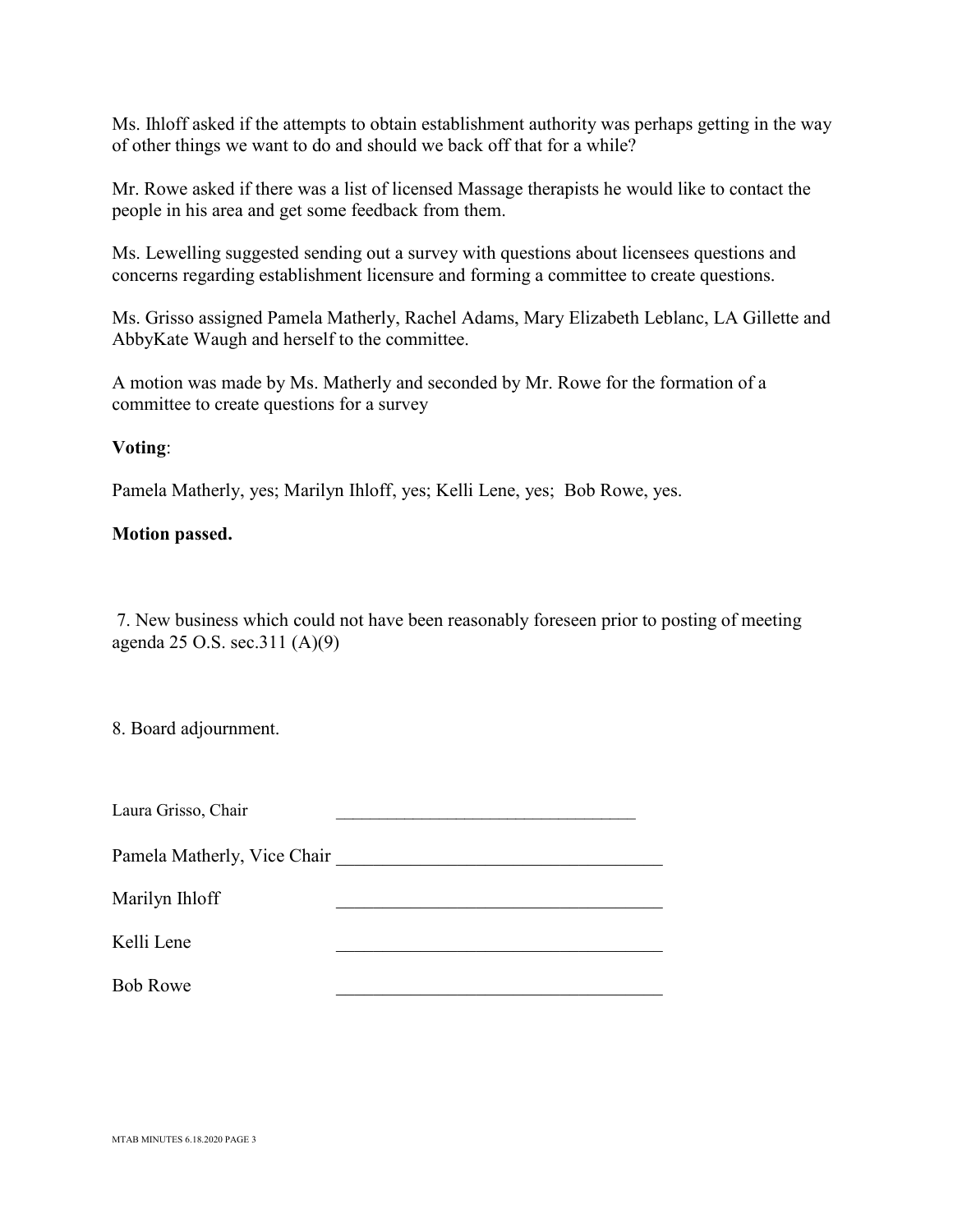Ms. Ihloff asked if the attempts to obtain establishment authority was perhaps getting in the way of other things we want to do and should we back off that for a while?

Mr. Rowe asked if there was a list of licensed Massage therapists he would like to contact the people in his area and get some feedback from them.

Ms. Lewelling suggested sending out a survey with questions about licensees questions and concerns regarding establishment licensure and forming a committee to create questions.

Ms. Grisso assigned Pamela Matherly, Rachel Adams, Mary Elizabeth Leblanc, LA Gillette and AbbyKate Waugh and herself to the committee.

A motion was made by Ms. Matherly and seconded by Mr. Rowe for the formation of a committee to create questions for a survey

**Voting**:

Pamela Matherly, yes; Marilyn Ihloff, yes; Kelli Lene, yes; Bob Rowe, yes.

**Motion passed.**

7. New business which could not have been reasonably foreseen prior to posting of meeting agenda 25 O.S. sec.311 (A)(9)

8. Board adjournment.

Laura Grisso, Chair \_\_\_\_\_\_\_\_\_\_\_\_\_\_\_\_\_\_\_\_\_\_\_\_\_\_\_\_\_\_\_\_\_\_\_

Pamela Matherly, Vice Chair \_\_\_\_\_\_\_\_\_\_\_\_\_\_\_\_\_\_\_\_\_\_\_\_\_\_\_\_\_\_\_\_\_\_\_

Marilyn Ihloff \_\_\_\_\_\_\_\_\_\_\_\_\_\_\_\_\_\_\_\_\_\_\_\_\_\_\_\_\_\_\_\_\_\_\_

Kelli Lene \_\_\_\_\_\_\_\_\_\_\_\_\_\_\_\_\_\_\_\_\_\_\_\_\_\_\_\_\_\_\_\_\_\_\_

Bob Rowe \_\_\_\_\_\_\_\_\_\_\_\_\_\_\_\_\_\_\_\_\_\_\_\_\_\_\_\_\_\_\_\_\_\_\_